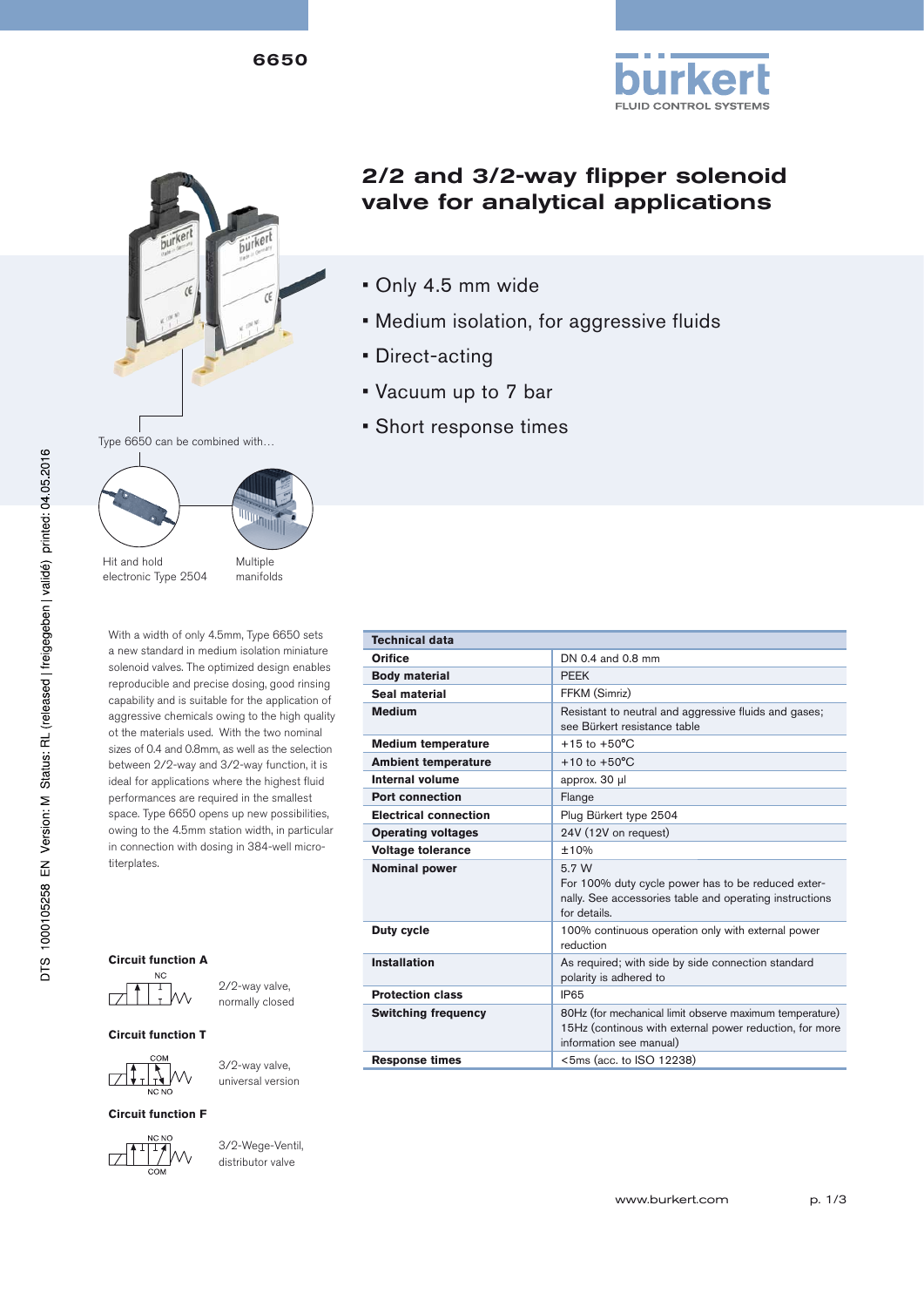6650

# 2/2 and 3/2-way flipper solenoid valve for analytical applications

- Only 4.5 mm wide
- Medium isolation, for aggressive fluids
- Direct-acting
- Vacuum up to 7 bar
- Short response times

Type 6650 can be combined with…

Hit and hold electronic Type 2504

Multiple manifolds

With a width of only 4.5mm, Type 6650 sets a new standard in medium isolation miniature solenoid valves. The optimized design enables reproducible and precise dosing, good rinsing capability and is suitable for the application of aggressive chemicals owing to the high quality ot the materials used. With the two nominal sizes of 0.4 and 0.8mm, as well as the selection between 2/2-way and 3/2-way function, it is ideal for applications where the highest fluid performances are required in the smallest space. Type 6650 opens up new possibilities, owing to the 4.5mm station width, in particular in connection with dosing in 384-well microtiterplates.

**Circuit function A**

2/2-way valve, normally closed

**Circuit function T**

3/2-way valve, universal version

**Circuit function F**

3/2-Wege-Ventil, distributor valve

| Technical data | |
|---|---|
| **Orifice** | DN 0.4 and 0.8 mm |
| **Body material** | PEEK |
| **Seal material** | FFKM (Simriz) |
| **Medium** | Resistant to neutral and aggressive fluids and gases; see Bürkert resistance table |
| **Medium temperature** | +15 to +50°C |
| **Ambient temperature** | +10 to +50°C |
| **Internal volume** | approx. 30 µl |
| **Port connection** | Flange |
| **Electrical connection** | Plug Bürkert type 2504 |
| **Operating voltages** | 24V (12V on request) |
| **Voltage tolerance** | ±10% |
| **Nominal power** | 5.7 W<br>For 100% duty cycle power has to be reduced externally. See accessories table and operating instructions for details. |
| **Duty cycle** | 100% continuous operation only with external power reduction |
| **Installation** | As required; with side by side connection standard polarity is adhered to |
| **Protection class** | IP65 |
| **Switching frequency** | 80Hz (for mechanical limit observe maximum temperature) 15Hz (continous with external power reduction, for more information see manual) |
| **Response times** | <5ms (acc. to ISO 12238) |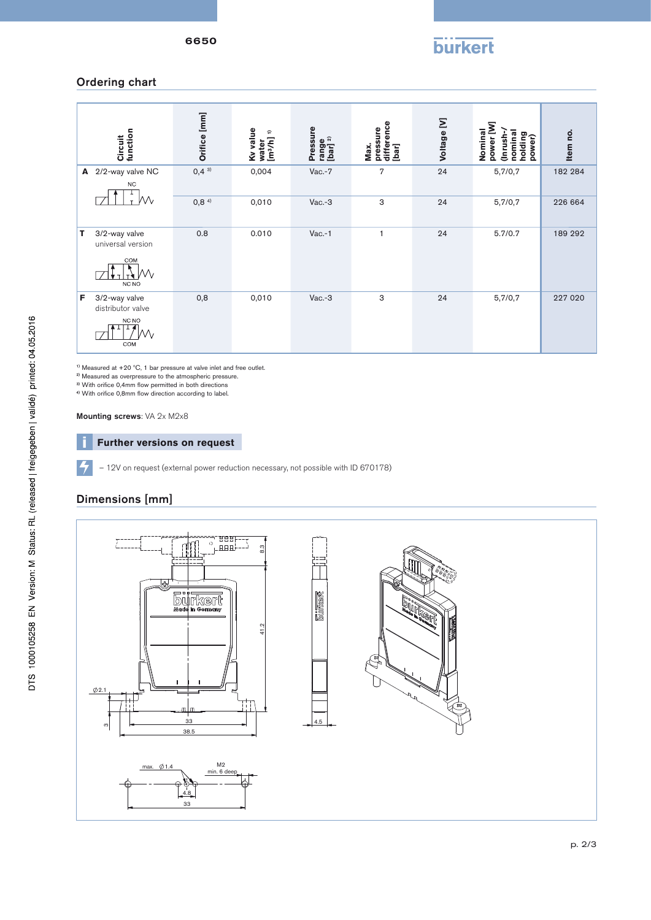## Ordering chart

| Circuit function | Orifice [mm] | Kv value water [m³/h] [1] | Pressure range [bar] [2] | Max. pressure difference [bar] | Voltage [V] | Nominal power [W] (Inrush-/nominal holding power) | Item no. |
|---|---|---|---|---|---|---|---|
| **A** 2/2-way valve NC | 0,4 [3] | 0,004 | Vac.-7 | 7 | 24 | 5,7/0,7 | 182 284 |
| | 0,8 [4] | 0,010 | Vac.-3 | 3 | 24 | 5,7/0,7 | 226 664 |
| **T** 3/2-way valve universal version | 0.8 | 0.010 | Vac.-1 | 1 | 24 | 5.7/0.7 | 189 292 |
| **F** 3/2-way valve distributor valve | 0,8 | 0,010 | Vac.-3 | 3 | 24 | 5,7/0,7 | 227 020 |

[1] Measured at +20 °C, 1 bar pressure at valve inlet and free outlet.
[2] Measured as overpressure to the atmospheric pressure.
[3] With orifice 0,4mm flow permitted in both directions
[4] With orifice 0,8mm flow direction according to label.

**Mounting screws**: VA 2x M2x8

### Further versions on request

– 12V on request (external power reduction necessary, not possible with ID 670178)

## Dimensions [mm]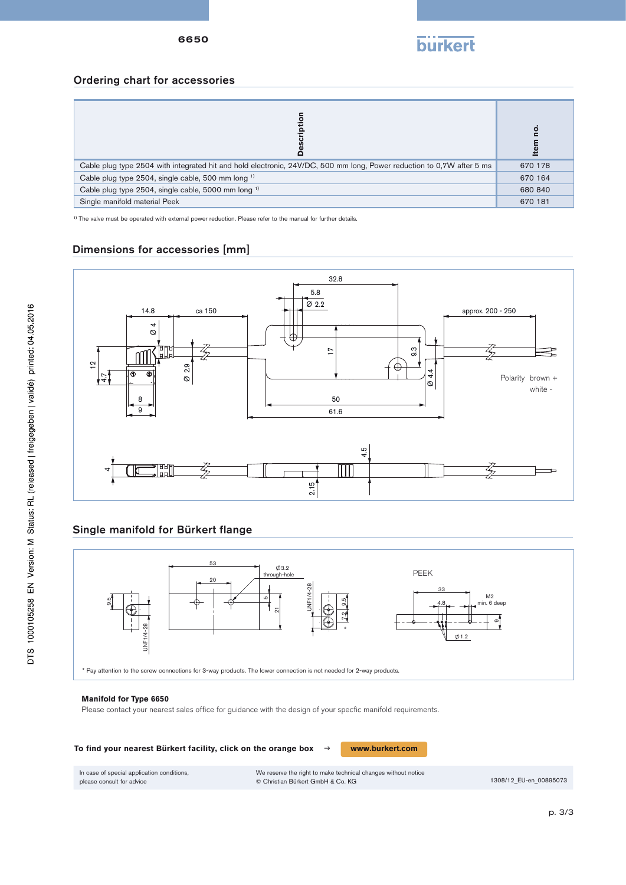## Ordering chart for accessories

| Description | Item no. |
|---|---|
| Cable plug type 2504 with integrated hit and hold electronic, 24V/DC, 500 mm long, Power reduction to 0,7W after 5 ms | 670 178 |
| Cable plug type 2504, single cable, 500 mm long [1] | 670 164 |
| Cable plug type 2504, single cable, 5000 mm long [1] | 680 840 |
| Single manifold material Peek | 670 181 |

[1] The valve must be operated with external power reduction. Please refer to the manual for further details.

## Dimensions for accessories [mm]

32.8
5.8
Ø 2.2
14.8
ca 150
approx. 200 - 250
Ø 4
12
4.7
Ø 2.9
17
9.3
Ø 4.4
8
9
50
61.6
Polarity brown +
white -
4
4.5
2.15

## Single manifold for Bürkert flange

53
20
Ø3.2
through-hole
9.5
UNF1/4-28
5
21
UNF1/4-28
9.5
7.2
*
PEEK
33
4.8
M2
min. 6 deep
9
Ø1.2

* Pay attention to the screw connections for 3-way products. The lower connection is not needed for 2-way products.

**Manifold for Type 6650**

Please contact your nearest sales office for guidance with the design of your specfic manifold requirements.

**To find your nearest Bürkert facility, click on the orange box** → **www.burkert.com**

In case of special application conditions, please consult for advice

We reserve the right to make technical changes without notice
© Christian Bürkert GmbH & Co. KG

1308/12_EU-en_00895073